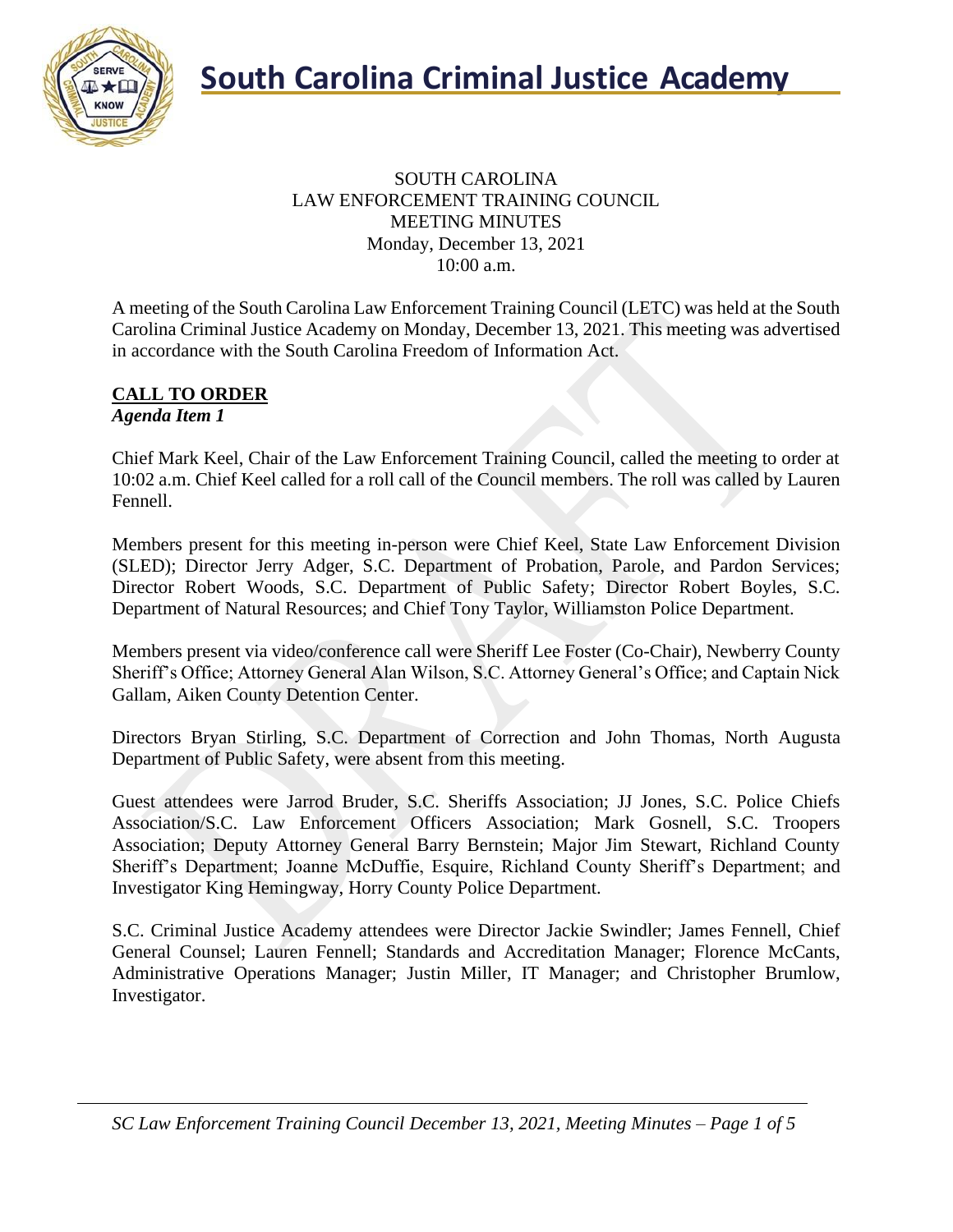# South Carolina Criminal Justice Academy

SOUTH CAROLINA
LAW ENFORCEMENT TRAINING COUNCIL
MEETING MINUTES
Monday, December 13, 2021
10:00 a.m.

A meeting of the South Carolina Law Enforcement Training Council (LETC) was held at the South Carolina Criminal Justice Academy on Monday, December 13, 2021. This meeting was advertised in accordance with the South Carolina Freedom of Information Act.

## CALL TO ORDER

***Agenda Item 1***

Chief Mark Keel, Chair of the Law Enforcement Training Council, called the meeting to order at 10:02 a.m. Chief Keel called for a roll call of the Council members. The roll was called by Lauren Fennell.

Members present for this meeting in-person were Chief Keel, State Law Enforcement Division (SLED); Director Jerry Adger, S.C. Department of Probation, Parole, and Pardon Services; Director Robert Woods, S.C. Department of Public Safety; Director Robert Boyles, S.C. Department of Natural Resources; and Chief Tony Taylor, Williamston Police Department.

Members present via video/conference call were Sheriff Lee Foster (Co-Chair), Newberry County Sheriff's Office; Attorney General Alan Wilson, S.C. Attorney General's Office; and Captain Nick Gallam, Aiken County Detention Center.

Directors Bryan Stirling, S.C. Department of Correction and John Thomas, North Augusta Department of Public Safety, were absent from this meeting.

Guest attendees were Jarrod Bruder, S.C. Sheriffs Association; JJ Jones, S.C. Police Chiefs Association/S.C. Law Enforcement Officers Association; Mark Gosnell, S.C. Troopers Association; Deputy Attorney General Barry Bernstein; Major Jim Stewart, Richland County Sheriff's Department; Joanne McDuffie, Esquire, Richland County Sheriff's Department; and Investigator King Hemingway, Horry County Police Department.

S.C. Criminal Justice Academy attendees were Director Jackie Swindler; James Fennell, Chief General Counsel; Lauren Fennell; Standards and Accreditation Manager; Florence McCants, Administrative Operations Manager; Justin Miller, IT Manager; and Christopher Brumlow, Investigator.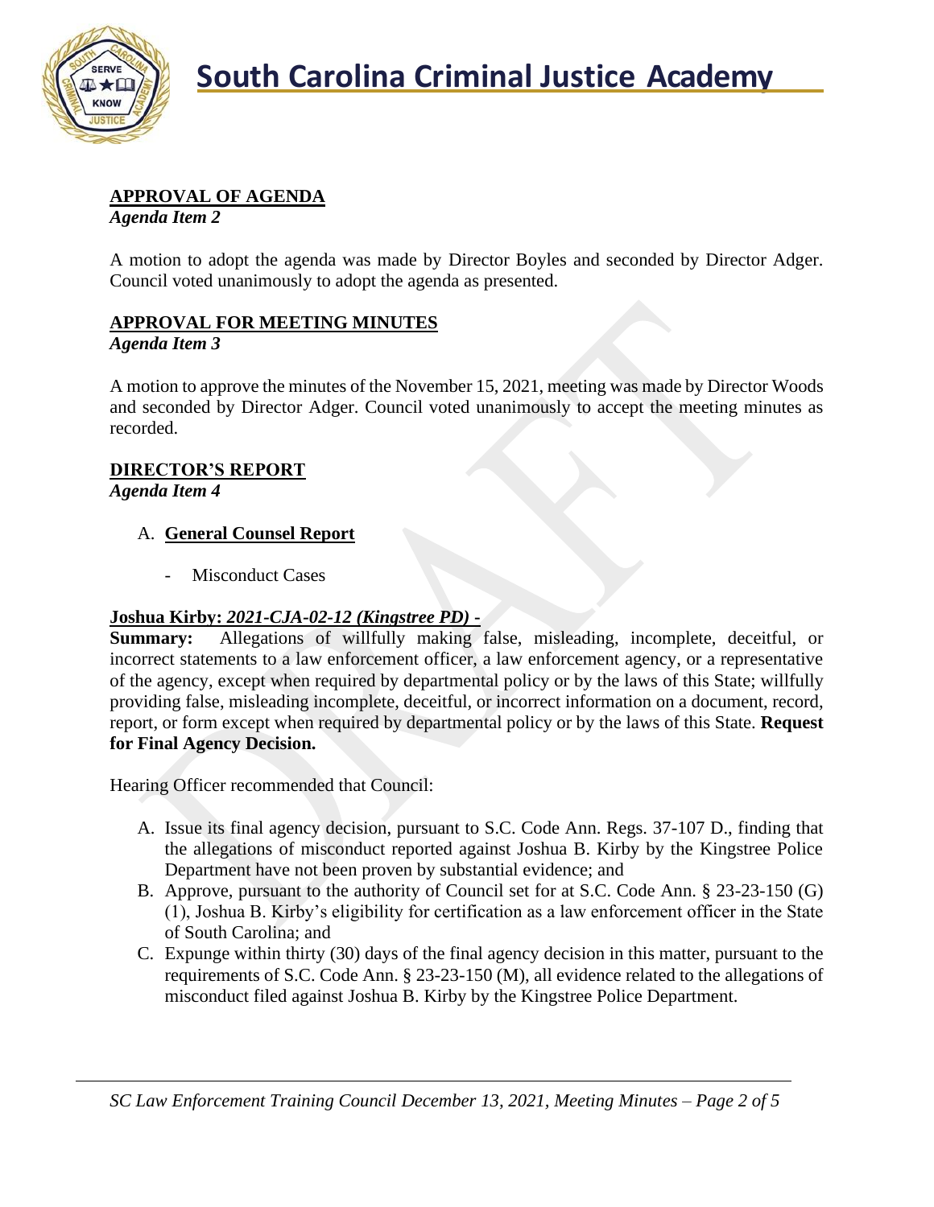**APPROVAL OF AGENDA**
*Agenda Item 2*

A motion to adopt the agenda was made by Director Boyles and seconded by Director Adger. Council voted unanimously to adopt the agenda as presented.

**APPROVAL FOR MEETING MINUTES**
*Agenda Item 3*

A motion to approve the minutes of the November 15, 2021, meeting was made by Director Woods and seconded by Director Adger. Council voted unanimously to accept the meeting minutes as recorded.

**DIRECTOR'S REPORT**
*Agenda Item 4*

A. **General Counsel Report**

- Misconduct Cases

**Joshua Kirby:** ***2021-CJA-02-12 (Kingstree PD) -***
**Summary:** Allegations of willfully making false, misleading, incomplete, deceitful, or incorrect statements to a law enforcement officer, a law enforcement agency, or a representative of the agency, except when required by departmental policy or by the laws of this State; willfully providing false, misleading incomplete, deceitful, or incorrect information on a document, record, report, or form except when required by departmental policy or by the laws of this State. **Request for Final Agency Decision.**

Hearing Officer recommended that Council:

A. Issue its final agency decision, pursuant to S.C. Code Ann. Regs. 37-107 D., finding that the allegations of misconduct reported against Joshua B. Kirby by the Kingstree Police Department have not been proven by substantial evidence; and
B. Approve, pursuant to the authority of Council set for at S.C. Code Ann. § 23-23-150 (G) (1), Joshua B. Kirby's eligibility for certification as a law enforcement officer in the State of South Carolina; and
C. Expunge within thirty (30) days of the final agency decision in this matter, pursuant to the requirements of S.C. Code Ann. § 23-23-150 (M), all evidence related to the allegations of misconduct filed against Joshua B. Kirby by the Kingstree Police Department.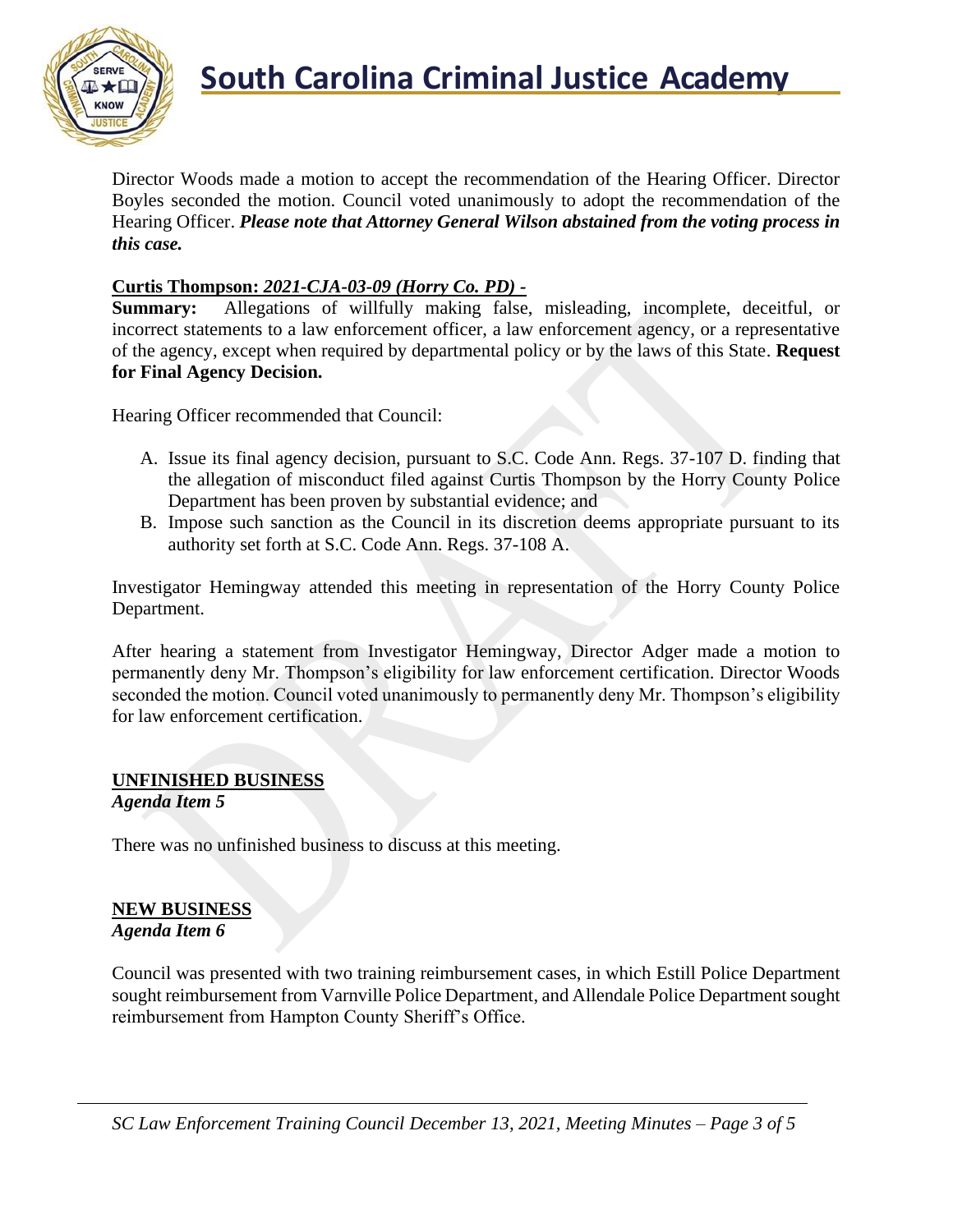Director Woods made a motion to accept the recommendation of the Hearing Officer. Director Boyles seconded the motion. Council voted unanimously to adopt the recommendation of the Hearing Officer. ***Please note that Attorney General Wilson abstained from the voting process in this case.***

**Curtis Thompson: *2021-CJA-03-09 (Horry Co. PD) -***

**Summary:** Allegations of willfully making false, misleading, incomplete, deceitful, or incorrect statements to a law enforcement officer, a law enforcement agency, or a representative of the agency, except when required by departmental policy or by the laws of this State. **Request for Final Agency Decision.**

Hearing Officer recommended that Council:

A. Issue its final agency decision, pursuant to S.C. Code Ann. Regs. 37-107 D. finding that the allegation of misconduct filed against Curtis Thompson by the Horry County Police Department has been proven by substantial evidence; and
B. Impose such sanction as the Council in its discretion deems appropriate pursuant to its authority set forth at S.C. Code Ann. Regs. 37-108 A.

Investigator Hemingway attended this meeting in representation of the Horry County Police Department.

After hearing a statement from Investigator Hemingway, Director Adger made a motion to permanently deny Mr. Thompson's eligibility for law enforcement certification. Director Woods seconded the motion. Council voted unanimously to permanently deny Mr. Thompson's eligibility for law enforcement certification.

**UNFINISHED BUSINESS**

***Agenda Item 5***

There was no unfinished business to discuss at this meeting.

**NEW BUSINESS**

***Agenda Item 6***

Council was presented with two training reimbursement cases, in which Estill Police Department sought reimbursement from Varnville Police Department, and Allendale Police Department sought reimbursement from Hampton County Sheriff's Office.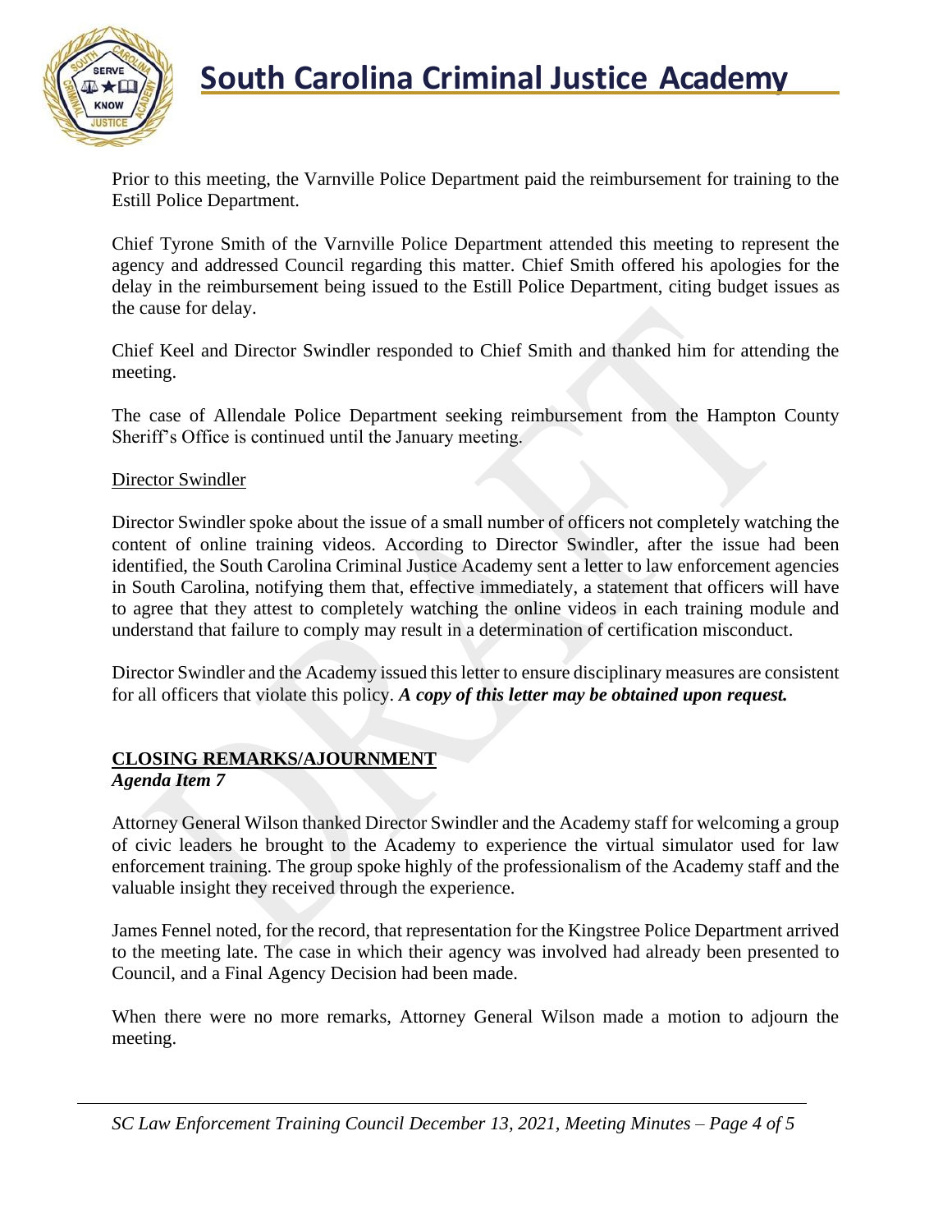Prior to this meeting, the Varnville Police Department paid the reimbursement for training to the Estill Police Department.

Chief Tyrone Smith of the Varnville Police Department attended this meeting to represent the agency and addressed Council regarding this matter. Chief Smith offered his apologies for the delay in the reimbursement being issued to the Estill Police Department, citing budget issues as the cause for delay.

Chief Keel and Director Swindler responded to Chief Smith and thanked him for attending the meeting.

The case of Allendale Police Department seeking reimbursement from the Hampton County Sheriff's Office is continued until the January meeting.

Director Swindler

Director Swindler spoke about the issue of a small number of officers not completely watching the content of online training videos. According to Director Swindler, after the issue had been identified, the South Carolina Criminal Justice Academy sent a letter to law enforcement agencies in South Carolina, notifying them that, effective immediately, a statement that officers will have to agree that they attest to completely watching the online videos in each training module and understand that failure to comply may result in a determination of certification misconduct.

Director Swindler and the Academy issued this letter to ensure disciplinary measures are consistent for all officers that violate this policy. ***A copy of this letter may be obtained upon request.***

## CLOSING REMARKS/AJOURNMENT

***Agenda Item 7***

Attorney General Wilson thanked Director Swindler and the Academy staff for welcoming a group of civic leaders he brought to the Academy to experience the virtual simulator used for law enforcement training. The group spoke highly of the professionalism of the Academy staff and the valuable insight they received through the experience.

James Fennel noted, for the record, that representation for the Kingstree Police Department arrived to the meeting late. The case in which their agency was involved had already been presented to Council, and a Final Agency Decision had been made.

When there were no more remarks, Attorney General Wilson made a motion to adjourn the meeting.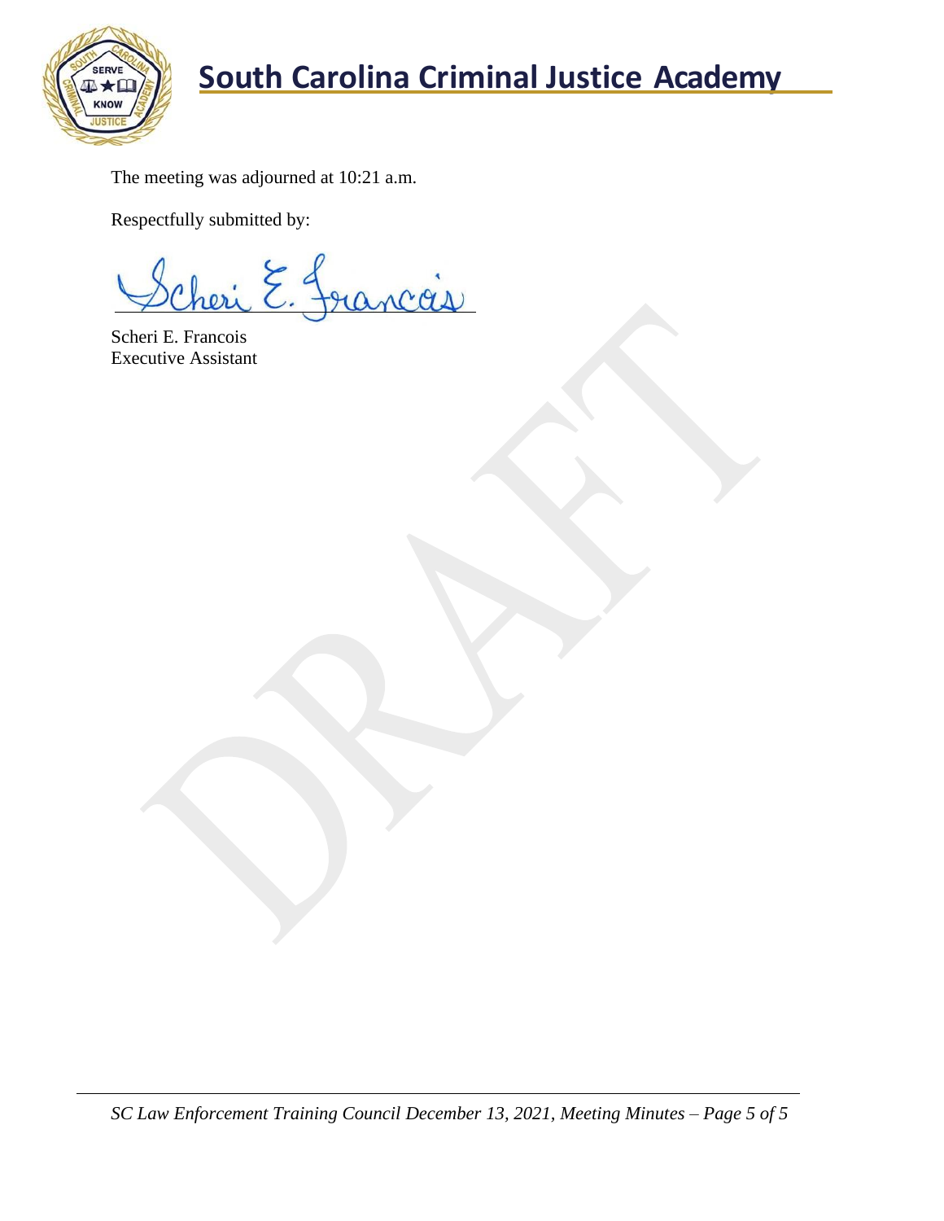The meeting was adjourned at 10:21 a.m.

Respectfully submitted by:

Scheri E. Francois
Executive Assistant